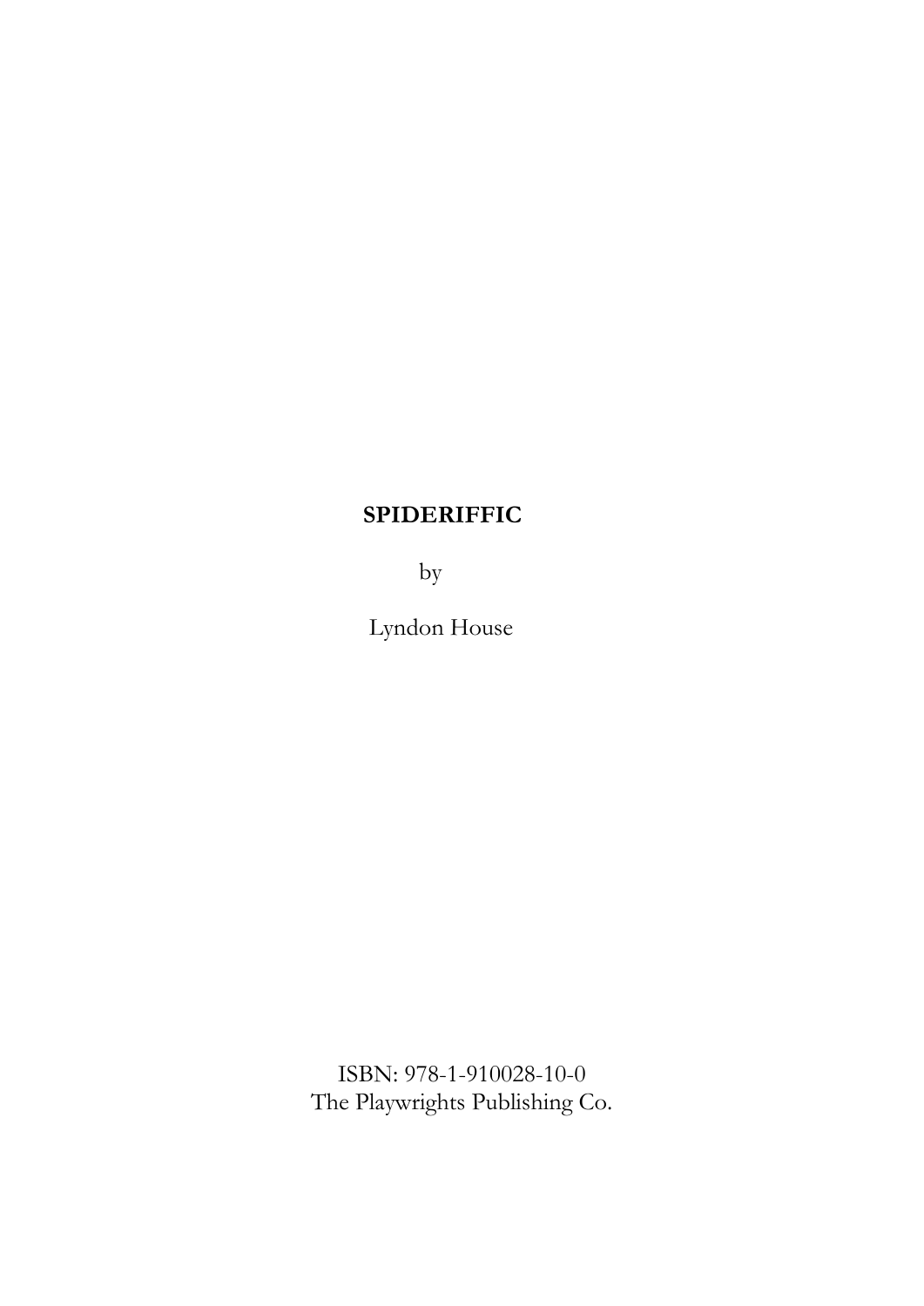# SPIDERIFFIC

by

Lyndon House

ISBN: 978-1-910028-10-0
The Playwrights Publishing Co.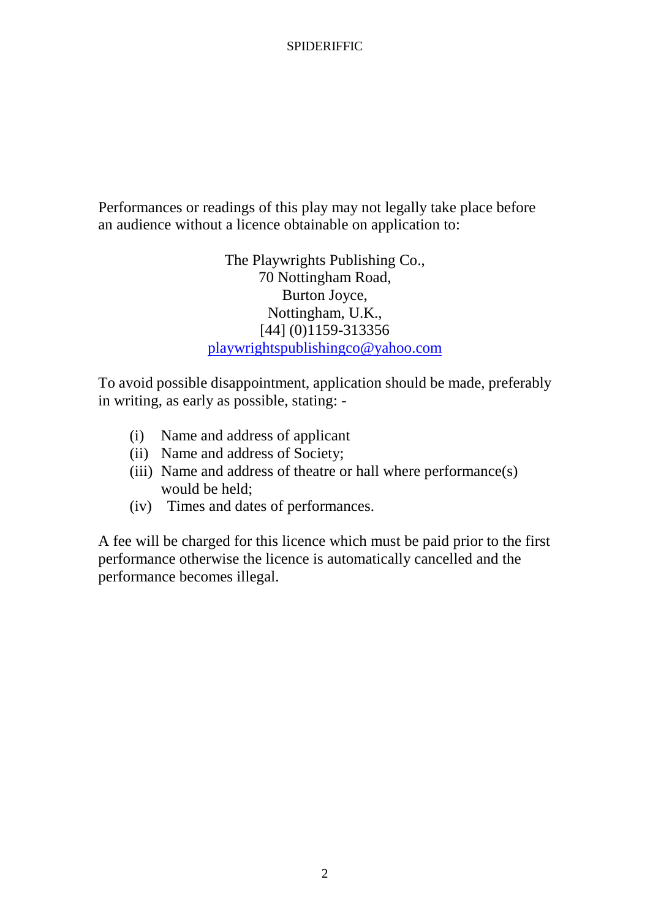Performances or readings of this play may not legally take place before an audience without a licence obtainable on application to:

The Playwrights Publishing Co.,  
70 Nottingham Road,  
Burton Joyce,  
Nottingham, U.K.,  
[44] (0)1159-313356  
playwrightspublishingco@yahoo.com

To avoid possible disappointment, application should be made, preferably in writing, as early as possible, stating: -

(i) Name and address of applicant  
(ii) Name and address of Society;  
(iii) Name and address of theatre or hall where performance(s) would be held;  
(iv) Times and dates of performances.

A fee will be charged for this licence which must be paid prior to the first performance otherwise the licence is automatically cancelled and the performance becomes illegal.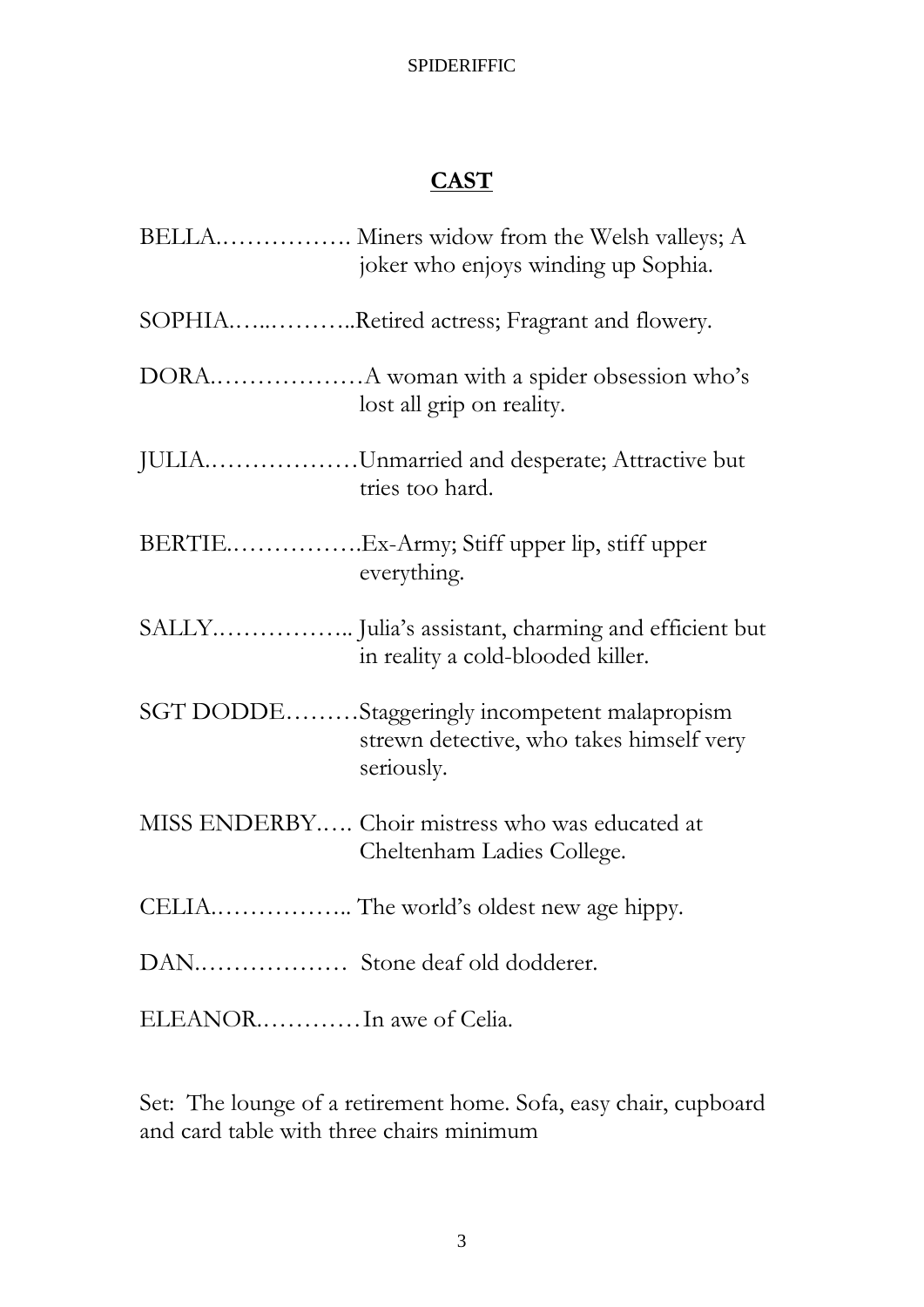## **CAST**

BELLA……………. Miners widow from the Welsh valleys; A joker who enjoys winding up Sophia.

SOPHIA……………Retired actress; Fragrant and flowery.

DORA………………A woman with a spider obsession who's lost all grip on reality.

JULIA………………Unmarried and desperate; Attractive but tries too hard.

BERTIE…………….Ex-Army; Stiff upper lip, stiff upper everything.

SALLY…………….. Julia's assistant, charming and efficient but in reality a cold-blooded killer.

SGT DODDE………Staggeringly incompetent malapropism strewn detective, who takes himself very seriously.

MISS ENDERBY….. Choir mistress who was educated at Cheltenham Ladies College.

CELIA…………….. The world's oldest new age hippy.

DAN……………… Stone deaf old dodderer.

ELEANOR…………In awe of Celia.

Set: The lounge of a retirement home. Sofa, easy chair, cupboard and card table with three chairs minimum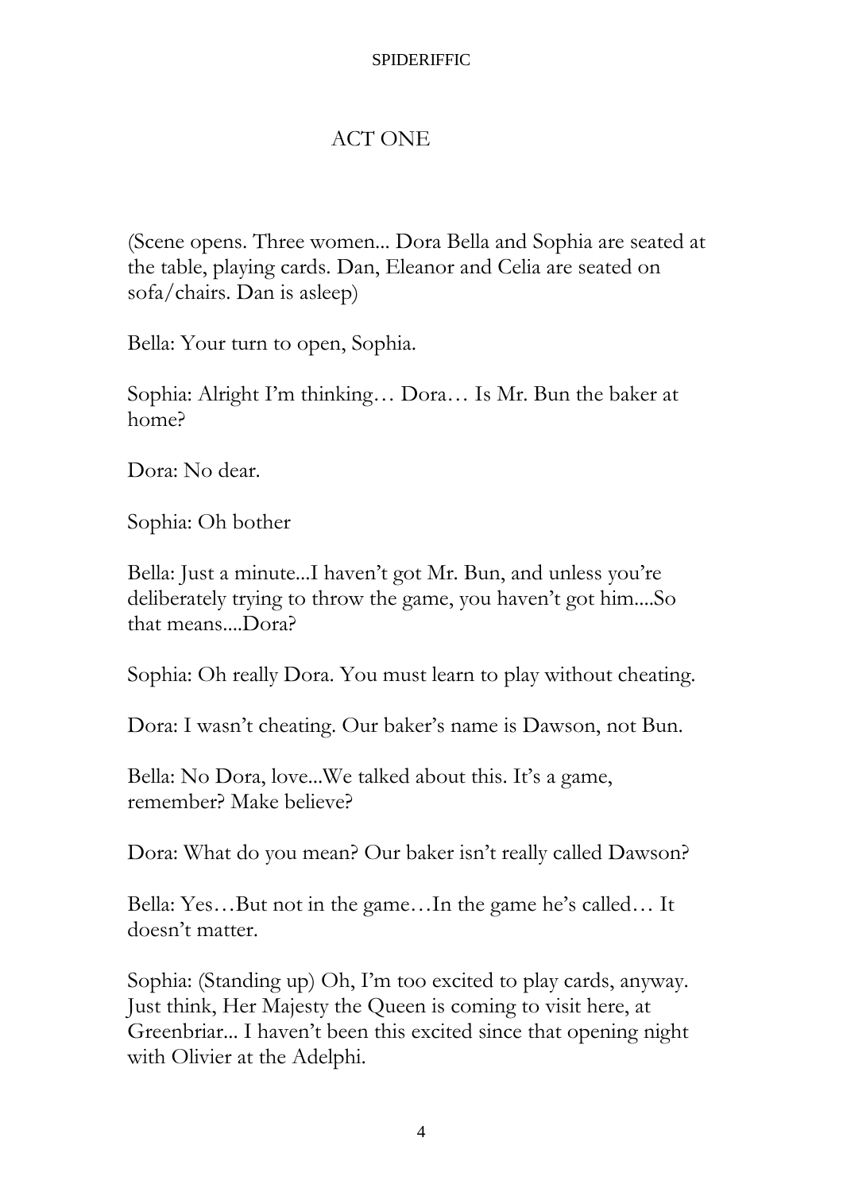## ACT ONE

(Scene opens. Three women... Dora Bella and Sophia are seated at the table, playing cards. Dan, Eleanor and Celia are seated on sofa/chairs. Dan is asleep)

Bella: Your turn to open, Sophia.

Sophia: Alright I'm thinking… Dora… Is Mr. Bun the baker at home?

Dora: No dear.

Sophia: Oh bother

Bella: Just a minute...I haven't got Mr. Bun, and unless you're deliberately trying to throw the game, you haven't got him....So that means....Dora?

Sophia: Oh really Dora. You must learn to play without cheating.

Dora: I wasn't cheating. Our baker's name is Dawson, not Bun.

Bella: No Dora, love...We talked about this. It's a game, remember? Make believe?

Dora: What do you mean? Our baker isn't really called Dawson?

Bella: Yes…But not in the game…In the game he's called… It doesn't matter.

Sophia: (Standing up) Oh, I'm too excited to play cards, anyway. Just think, Her Majesty the Queen is coming to visit here, at Greenbriar... I haven't been this excited since that opening night with Olivier at the Adelphi.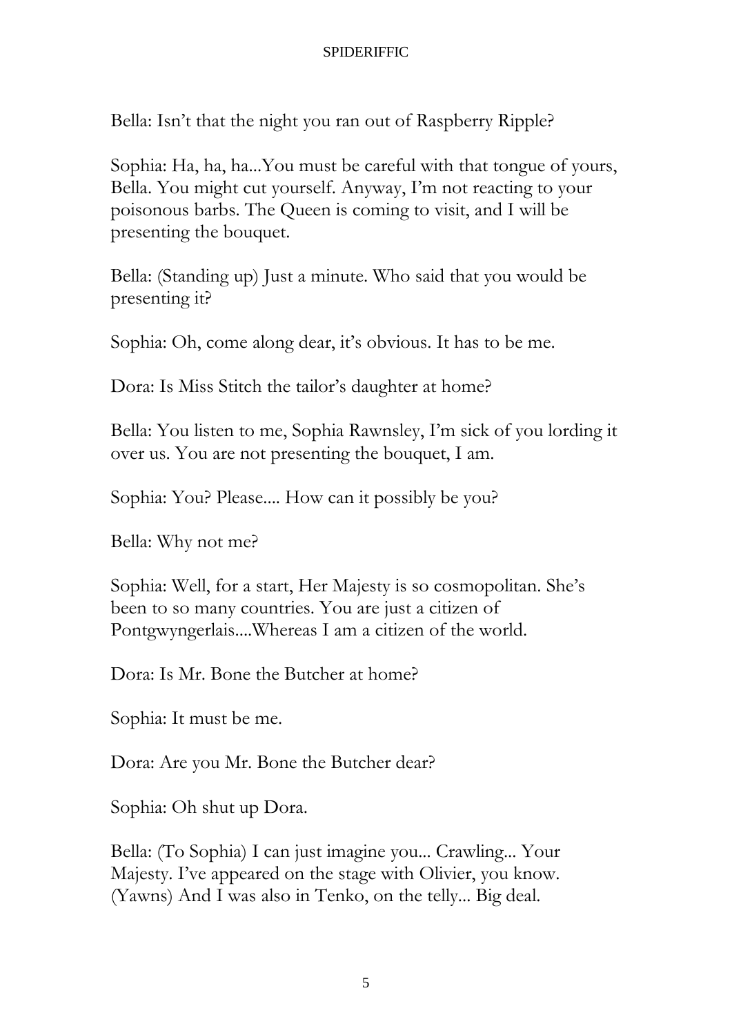Bella: Isn't that the night you ran out of Raspberry Ripple?

Sophia: Ha, ha, ha...You must be careful with that tongue of yours, Bella. You might cut yourself. Anyway, I'm not reacting to your poisonous barbs. The Queen is coming to visit, and I will be presenting the bouquet.

Bella: (Standing up) Just a minute. Who said that you would be presenting it?

Sophia: Oh, come along dear, it's obvious. It has to be me.

Dora: Is Miss Stitch the tailor's daughter at home?

Bella: You listen to me, Sophia Rawnsley, I'm sick of you lording it over us. You are not presenting the bouquet, I am.

Sophia: You? Please.... How can it possibly be you?

Bella: Why not me?

Sophia: Well, for a start, Her Majesty is so cosmopolitan. She's been to so many countries. You are just a citizen of Pontgwyngerlais....Whereas I am a citizen of the world.

Dora: Is Mr. Bone the Butcher at home?

Sophia: It must be me.

Dora: Are you Mr. Bone the Butcher dear?

Sophia: Oh shut up Dora.

Bella: (To Sophia) I can just imagine you... Crawling... Your Majesty. I've appeared on the stage with Olivier, you know. (Yawns) And I was also in Tenko, on the telly... Big deal.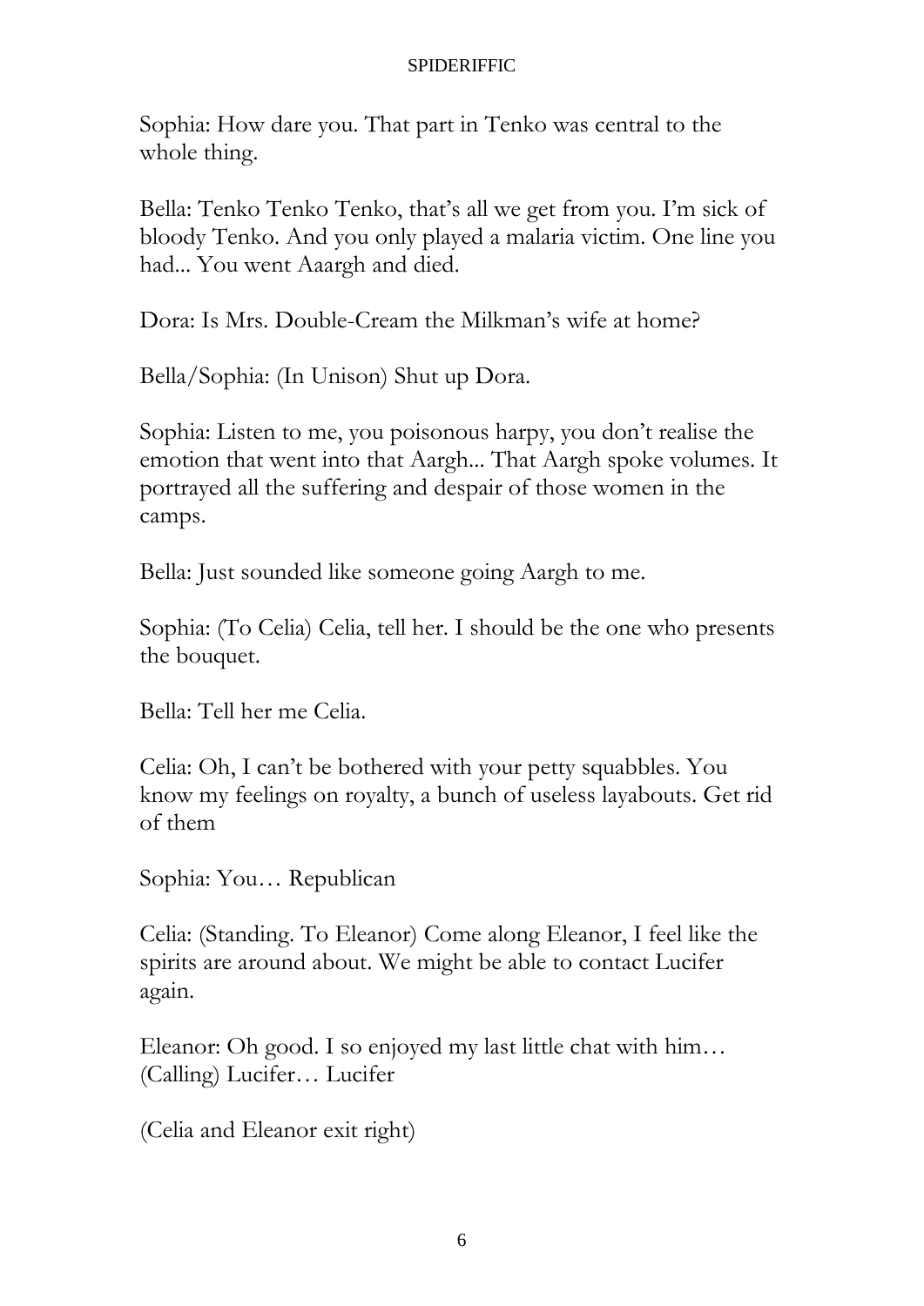Sophia: How dare you. That part in Tenko was central to the whole thing.

Bella: Tenko Tenko Tenko, that's all we get from you. I'm sick of bloody Tenko. And you only played a malaria victim. One line you had... You went Aaargh and died.

Dora: Is Mrs. Double-Cream the Milkman's wife at home?

Bella/Sophia: (In Unison) Shut up Dora.

Sophia: Listen to me, you poisonous harpy, you don't realise the emotion that went into that Aargh... That Aargh spoke volumes. It portrayed all the suffering and despair of those women in the camps.

Bella: Just sounded like someone going Aargh to me.

Sophia: (To Celia) Celia, tell her. I should be the one who presents the bouquet.

Bella: Tell her me Celia.

Celia: Oh, I can't be bothered with your petty squabbles. You know my feelings on royalty, a bunch of useless layabouts. Get rid of them

Sophia: You… Republican

Celia: (Standing. To Eleanor) Come along Eleanor, I feel like the spirits are around about. We might be able to contact Lucifer again.

Eleanor: Oh good. I so enjoyed my last little chat with him… (Calling) Lucifer… Lucifer

(Celia and Eleanor exit right)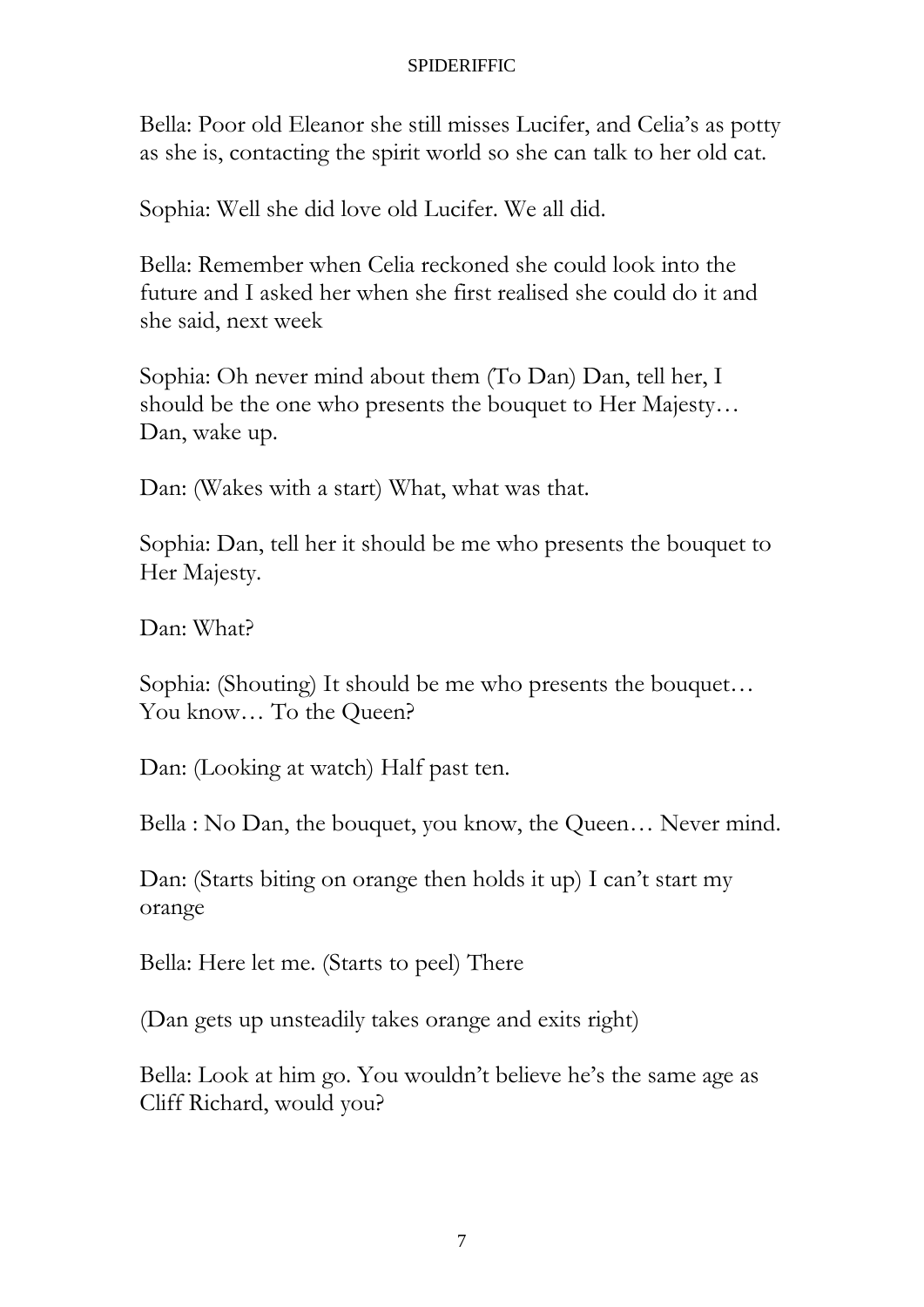Bella: Poor old Eleanor she still misses Lucifer, and Celia's as potty as she is, contacting the spirit world so she can talk to her old cat.

Sophia: Well she did love old Lucifer. We all did.

Bella: Remember when Celia reckoned she could look into the future and I asked her when she first realised she could do it and she said, next week

Sophia: Oh never mind about them (To Dan) Dan, tell her, I should be the one who presents the bouquet to Her Majesty… Dan, wake up.

Dan: (Wakes with a start) What, what was that.

Sophia: Dan, tell her it should be me who presents the bouquet to Her Majesty.

Dan: What?

Sophia: (Shouting) It should be me who presents the bouquet… You know… To the Queen?

Dan: (Looking at watch) Half past ten.

Bella : No Dan, the bouquet, you know, the Queen… Never mind.

Dan: (Starts biting on orange then holds it up) I can't start my orange

Bella: Here let me. (Starts to peel) There

(Dan gets up unsteadily takes orange and exits right)

Bella: Look at him go. You wouldn't believe he's the same age as Cliff Richard, would you?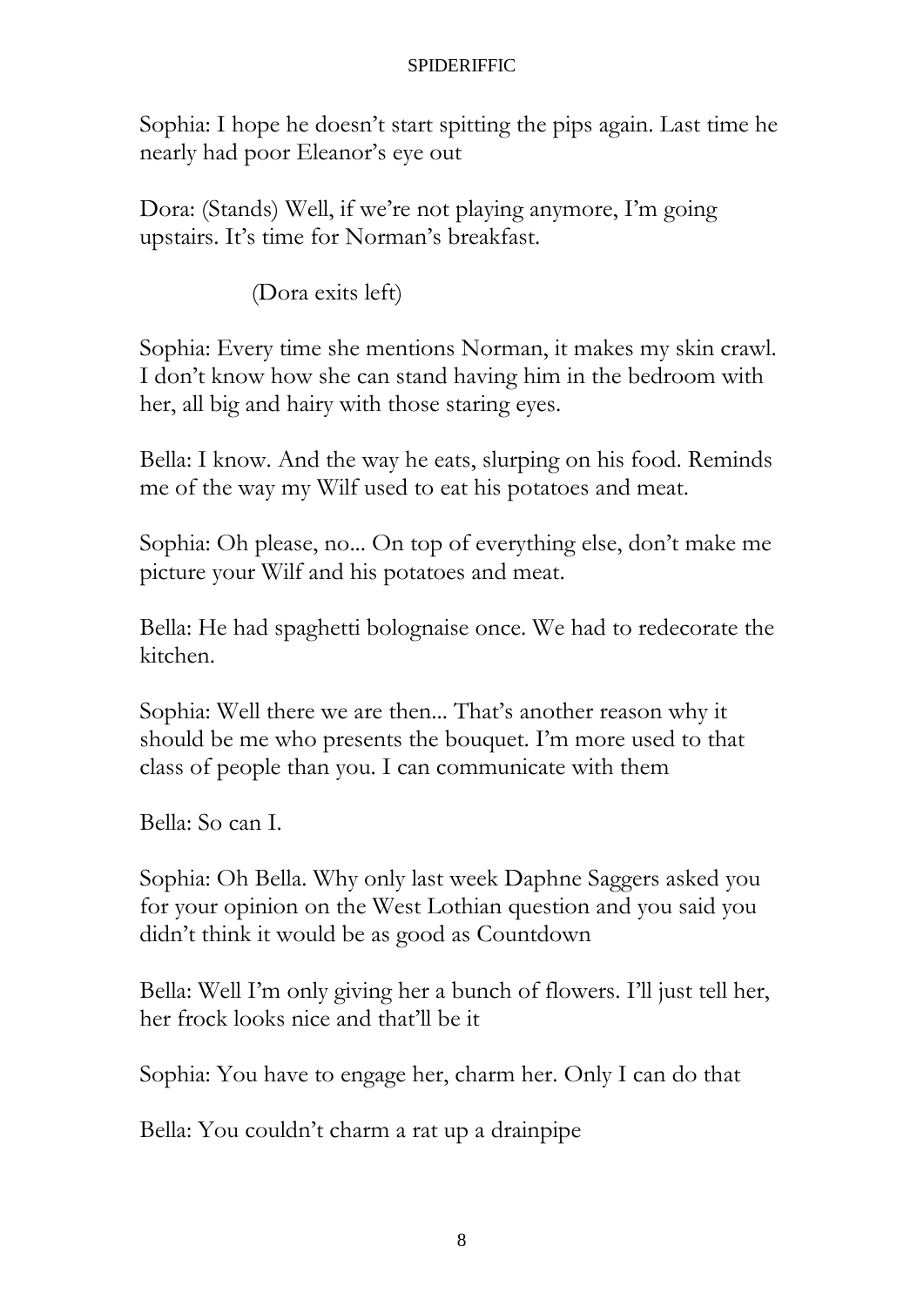Sophia: I hope he doesn't start spitting the pips again. Last time he nearly had poor Eleanor's eye out

Dora: (Stands) Well, if we're not playing anymore, I'm going upstairs. It's time for Norman's breakfast.

(Dora exits left)

Sophia: Every time she mentions Norman, it makes my skin crawl. I don't know how she can stand having him in the bedroom with her, all big and hairy with those staring eyes.

Bella: I know. And the way he eats, slurping on his food. Reminds me of the way my Wilf used to eat his potatoes and meat.

Sophia: Oh please, no... On top of everything else, don't make me picture your Wilf and his potatoes and meat.

Bella: He had spaghetti bolognaise once. We had to redecorate the kitchen.

Sophia: Well there we are then... That's another reason why it should be me who presents the bouquet. I'm more used to that class of people than you. I can communicate with them

Bella: So can I.

Sophia: Oh Bella. Why only last week Daphne Saggers asked you for your opinion on the West Lothian question and you said you didn't think it would be as good as Countdown

Bella: Well I'm only giving her a bunch of flowers. I'll just tell her, her frock looks nice and that'll be it

Sophia: You have to engage her, charm her. Only I can do that

Bella: You couldn't charm a rat up a drainpipe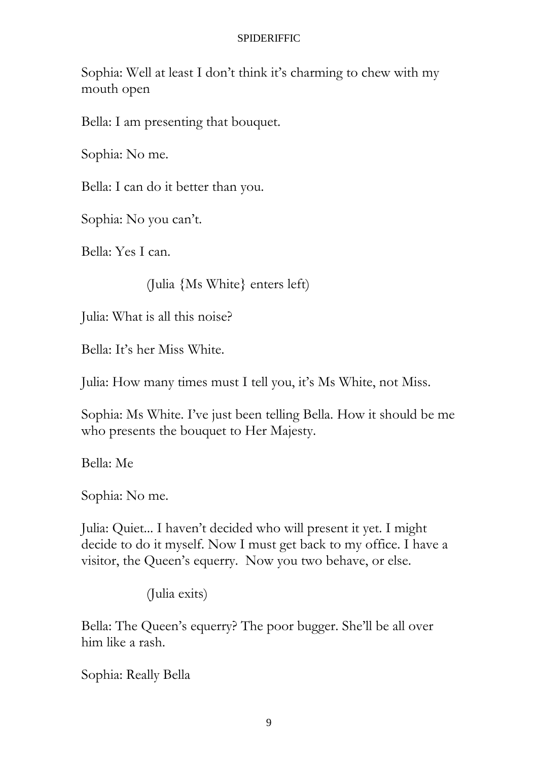Sophia: Well at least I don't think it's charming to chew with my mouth open

Bella: I am presenting that bouquet.

Sophia: No me.

Bella: I can do it better than you.

Sophia: No you can't.

Bella: Yes I can.

(Julia {Ms White} enters left)

Julia: What is all this noise?

Bella: It's her Miss White.

Julia: How many times must I tell you, it's Ms White, not Miss.

Sophia: Ms White. I've just been telling Bella. How it should be me who presents the bouquet to Her Majesty.

Bella: Me

Sophia: No me.

Julia: Quiet... I haven't decided who will present it yet. I might decide to do it myself. Now I must get back to my office. I have a visitor, the Queen's equerry. Now you two behave, or else.

(Julia exits)

Bella: The Queen's equerry? The poor bugger. She'll be all over him like a rash.

Sophia: Really Bella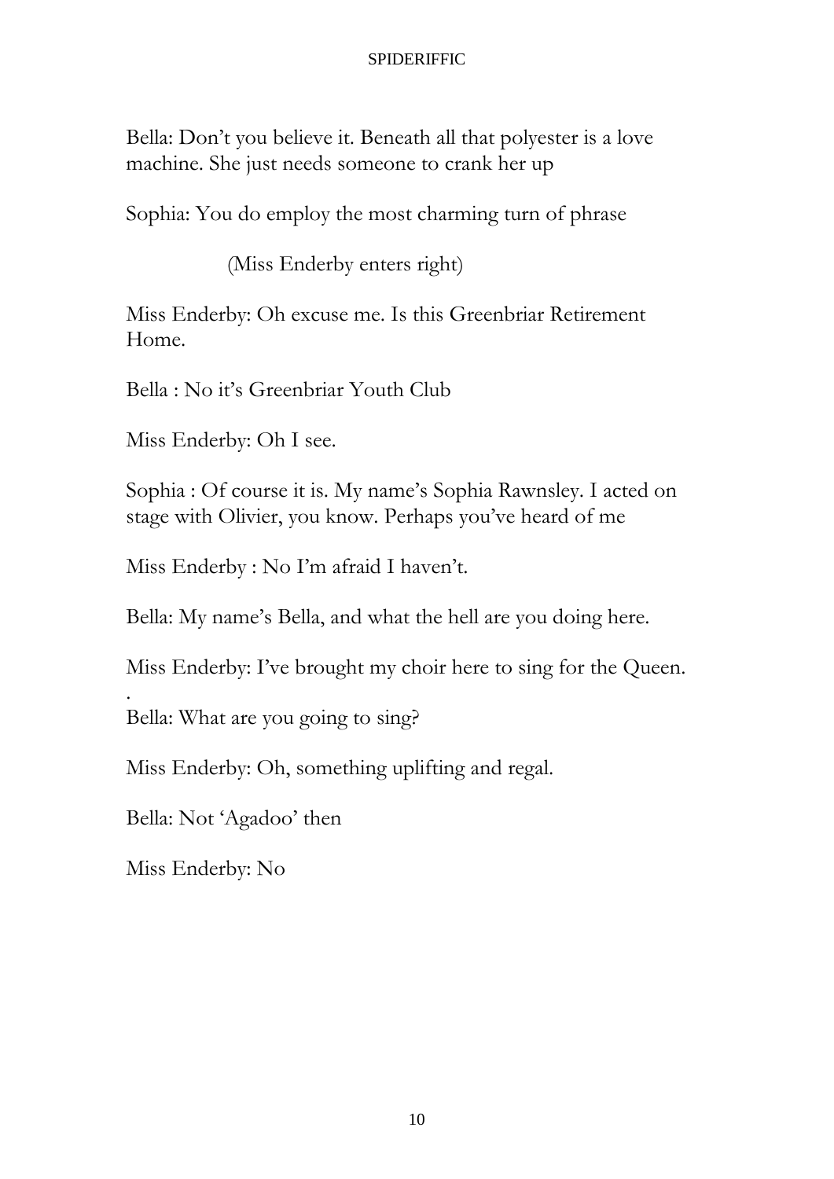Bella: Don’t you believe it. Beneath all that polyester is a love machine. She just needs someone to crank her up

Sophia: You do employ the most charming turn of phrase

(Miss Enderby enters right)

Miss Enderby: Oh excuse me. Is this Greenbriar Retirement Home.

Bella : No it’s Greenbriar Youth Club

Miss Enderby: Oh I see.

Sophia : Of course it is. My name’s Sophia Rawnsley. I acted on stage with Olivier, you know. Perhaps you’ve heard of me

Miss Enderby : No I’m afraid I haven’t.

Bella: My name’s Bella, and what the hell are you doing here.

Miss Enderby: I’ve brought my choir here to sing for the Queen.

.

Bella: What are you going to sing?

Miss Enderby: Oh, something uplifting and regal.

Bella: Not ‘Agadoo’ then

Miss Enderby: No